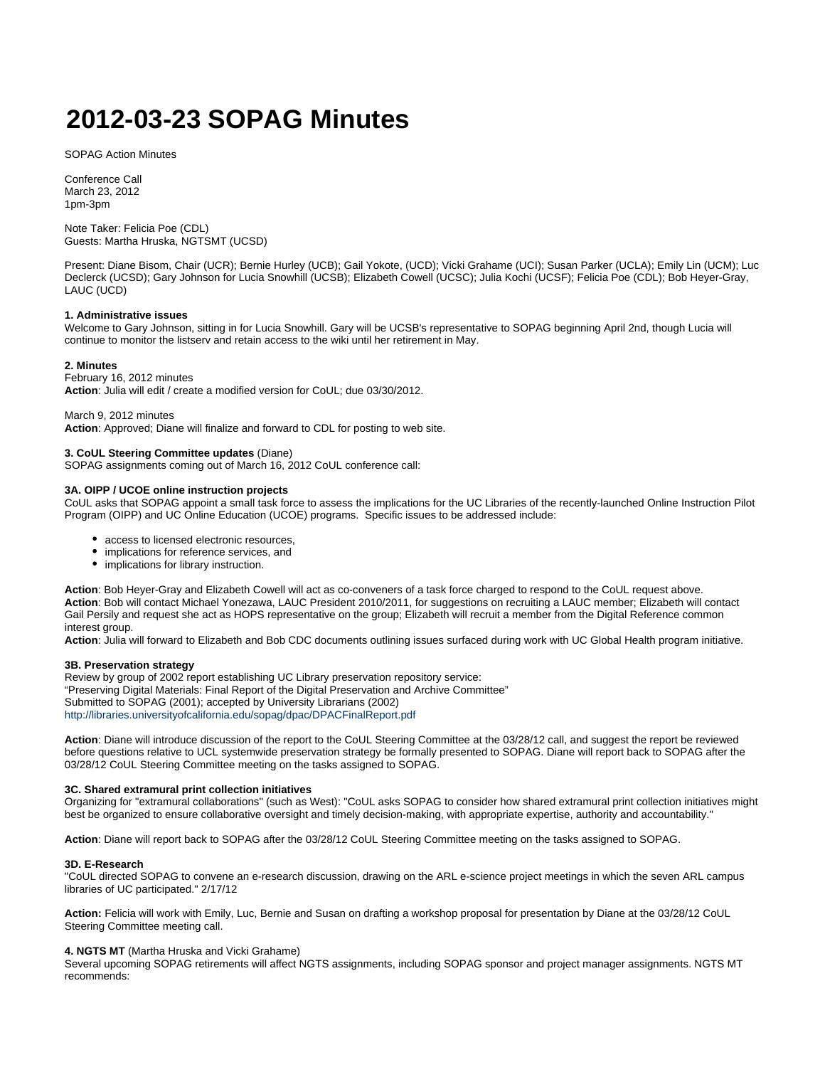# 2012-03-23 SOPAG Minutes

SOPAG Action Minutes

Conference Call
March 23, 2012
1pm-3pm

Note Taker: Felicia Poe (CDL)
Guests: Martha Hruska, NGTSMT (UCSD)

Present: Diane Bisom, Chair (UCR); Bernie Hurley (UCB); Gail Yokote, (UCD); Vicki Grahame (UCI); Susan Parker (UCLA); Emily Lin (UCM); Luc Declerck (UCSD); Gary Johnson for Lucia Snowhill (UCSB); Elizabeth Cowell (UCSC); Julia Kochi (UCSF); Felicia Poe (CDL); Bob Heyer-Gray, LAUC (UCD)

**1. Administrative issues**
Welcome to Gary Johnson, sitting in for Lucia Snowhill. Gary will be UCSB's representative to SOPAG beginning April 2nd, though Lucia will continue to monitor the listserv and retain access to the wiki until her retirement in May.

**2. Minutes**
February 16, 2012 minutes
**Action**: Julia will edit / create a modified version for CoUL; due 03/30/2012.

March 9, 2012 minutes
**Action**: Approved; Diane will finalize and forward to CDL for posting to web site.

**3. CoUL Steering Committee updates** (Diane)
SOPAG assignments coming out of March 16, 2012 CoUL conference call:

**3A. OIPP / UCOE online instruction projects**
CoUL asks that SOPAG appoint a small task force to assess the implications for the UC Libraries of the recently-launched Online Instruction Pilot Program (OIPP) and UC Online Education (UCOE) programs. Specific issues to be addressed include:

- access to licensed electronic resources,
- implications for reference services, and
- implications for library instruction.

**Action**: Bob Heyer-Gray and Elizabeth Cowell will act as co-conveners of a task force charged to respond to the CoUL request above.
**Action**: Bob will contact Michael Yonezawa, LAUC President 2010/2011, for suggestions on recruiting a LAUC member; Elizabeth will contact Gail Persily and request she act as HOPS representative on the group; Elizabeth will recruit a member from the Digital Reference common interest group.
**Action**: Julia will forward to Elizabeth and Bob CDC documents outlining issues surfaced during work with UC Global Health program initiative.

**3B. Preservation strategy**
Review by group of 2002 report establishing UC Library preservation repository service:
"Preserving Digital Materials: Final Report of the Digital Preservation and Archive Committee"
Submitted to SOPAG (2001); accepted by University Librarians (2002)
http://libraries.universityofcalifornia.edu/sopag/dpac/DPACFinalReport.pdf

**Action**: Diane will introduce discussion of the report to the CoUL Steering Committee at the 03/28/12 call, and suggest the report be reviewed before questions relative to UCL systemwide preservation strategy be formally presented to SOPAG. Diane will report back to SOPAG after the 03/28/12 CoUL Steering Committee meeting on the tasks assigned to SOPAG.

**3C. Shared extramural print collection initiatives**
Organizing for "extramural collaborations" (such as West): "CoUL asks SOPAG to consider how shared extramural print collection initiatives might best be organized to ensure collaborative oversight and timely decision-making, with appropriate expertise, authority and accountability."

**Action**: Diane will report back to SOPAG after the 03/28/12 CoUL Steering Committee meeting on the tasks assigned to SOPAG.

**3D. E-Research**
"CoUL directed SOPAG to convene an e-research discussion, drawing on the ARL e-science project meetings in which the seven ARL campus libraries of UC participated." 2/17/12

**Action:** Felicia will work with Emily, Luc, Bernie and Susan on drafting a workshop proposal for presentation by Diane at the 03/28/12 CoUL Steering Committee meeting call.

**4. NGTS MT** (Martha Hruska and Vicki Grahame)
Several upcoming SOPAG retirements will affect NGTS assignments, including SOPAG sponsor and project manager assignments. NGTS MT recommends: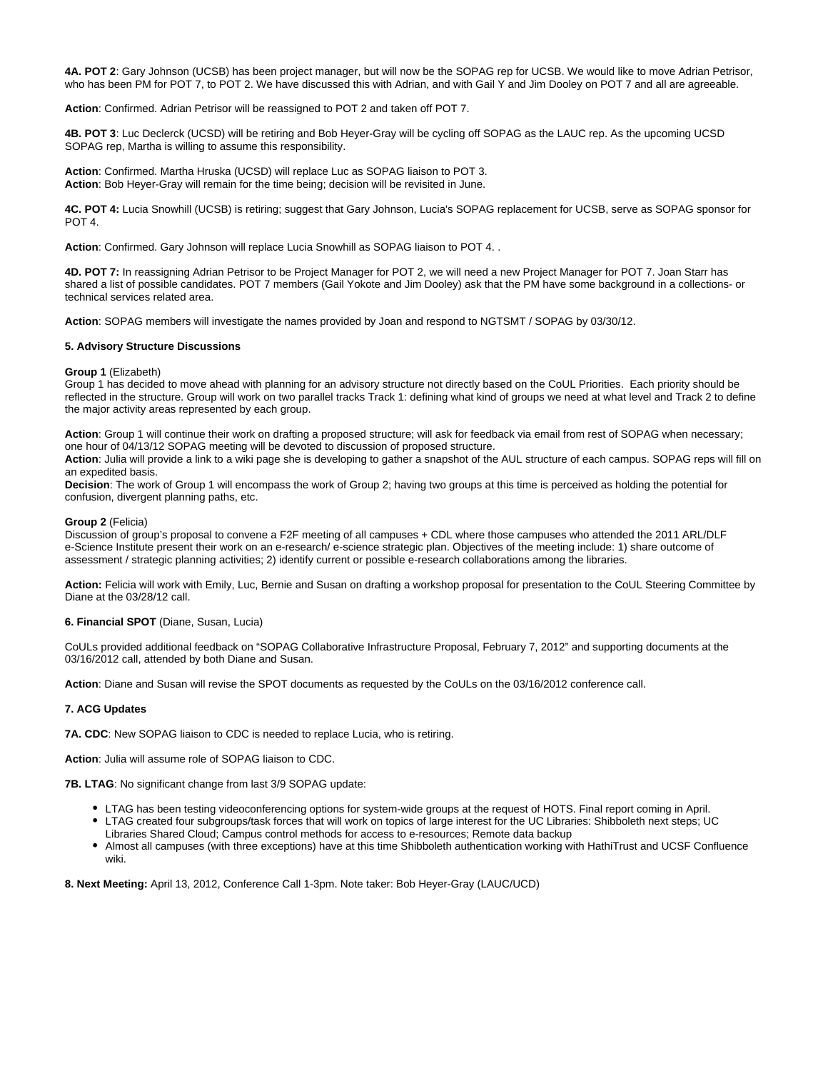**4A. POT 2**: Gary Johnson (UCSB) has been project manager, but will now be the SOPAG rep for UCSB. We would like to move Adrian Petrisor, who has been PM for POT 7, to POT 2. We have discussed this with Adrian, and with Gail Y and Jim Dooley on POT 7 and all are agreeable.

**Action**: Confirmed. Adrian Petrisor will be reassigned to POT 2 and taken off POT 7.

**4B. POT 3**: Luc Declerck (UCSD) will be retiring and Bob Heyer-Gray will be cycling off SOPAG as the LAUC rep. As the upcoming UCSD SOPAG rep, Martha is willing to assume this responsibility.

**Action**: Confirmed. Martha Hruska (UCSD) will replace Luc as SOPAG liaison to POT 3.
**Action**: Bob Heyer-Gray will remain for the time being; decision will be revisited in June.

**4C. POT 4:** Lucia Snowhill (UCSB) is retiring; suggest that Gary Johnson, Lucia's SOPAG replacement for UCSB, serve as SOPAG sponsor for POT 4.

**Action**: Confirmed. Gary Johnson will replace Lucia Snowhill as SOPAG liaison to POT 4. .

**4D. POT 7:** In reassigning Adrian Petrisor to be Project Manager for POT 2, we will need a new Project Manager for POT 7. Joan Starr has shared a list of possible candidates. POT 7 members (Gail Yokote and Jim Dooley) ask that the PM have some background in a collections- or technical services related area.

**Action**: SOPAG members will investigate the names provided by Joan and respond to NGTSMT / SOPAG by 03/30/12.

**5. Advisory Structure Discussions**

**Group 1** (Elizabeth)
Group 1 has decided to move ahead with planning for an advisory structure not directly based on the CoUL Priorities. Each priority should be reflected in the structure. Group will work on two parallel tracks Track 1: defining what kind of groups we need at what level and Track 2 to define the major activity areas represented by each group.

**Action**: Group 1 will continue their work on drafting a proposed structure; will ask for feedback via email from rest of SOPAG when necessary; one hour of 04/13/12 SOPAG meeting will be devoted to discussion of proposed structure.
**Action**: Julia will provide a link to a wiki page she is developing to gather a snapshot of the AUL structure of each campus. SOPAG reps will fill on an expedited basis.
**Decision**: The work of Group 1 will encompass the work of Group 2; having two groups at this time is perceived as holding the potential for confusion, divergent planning paths, etc.

**Group 2** (Felicia)
Discussion of group's proposal to convene a F2F meeting of all campuses + CDL where those campuses who attended the 2011 ARL/DLF e-Science Institute present their work on an e-research/ e-science strategic plan. Objectives of the meeting include: 1) share outcome of assessment / strategic planning activities; 2) identify current or possible e-research collaborations among the libraries.

**Action:** Felicia will work with Emily, Luc, Bernie and Susan on drafting a workshop proposal for presentation to the CoUL Steering Committee by Diane at the 03/28/12 call.

**6. Financial SPOT** (Diane, Susan, Lucia)

CoULs provided additional feedback on "SOPAG Collaborative Infrastructure Proposal, February 7, 2012" and supporting documents at the 03/16/2012 call, attended by both Diane and Susan.

**Action**: Diane and Susan will revise the SPOT documents as requested by the CoULs on the 03/16/2012 conference call.

**7. ACG Updates**

**7A. CDC**: New SOPAG liaison to CDC is needed to replace Lucia, who is retiring.

**Action**: Julia will assume role of SOPAG liaison to CDC.

**7B. LTAG**: No significant change from last 3/9 SOPAG update:

- LTAG has been testing videoconferencing options for system-wide groups at the request of HOTS. Final report coming in April.
- LTAG created four subgroups/task forces that will work on topics of large interest for the UC Libraries: Shibboleth next steps; UC Libraries Shared Cloud; Campus control methods for access to e-resources; Remote data backup
- Almost all campuses (with three exceptions) have at this time Shibboleth authentication working with HathiTrust and UCSF Confluence wiki.

**8. Next Meeting:** April 13, 2012, Conference Call 1-3pm. Note taker: Bob Heyer-Gray (LAUC/UCD)